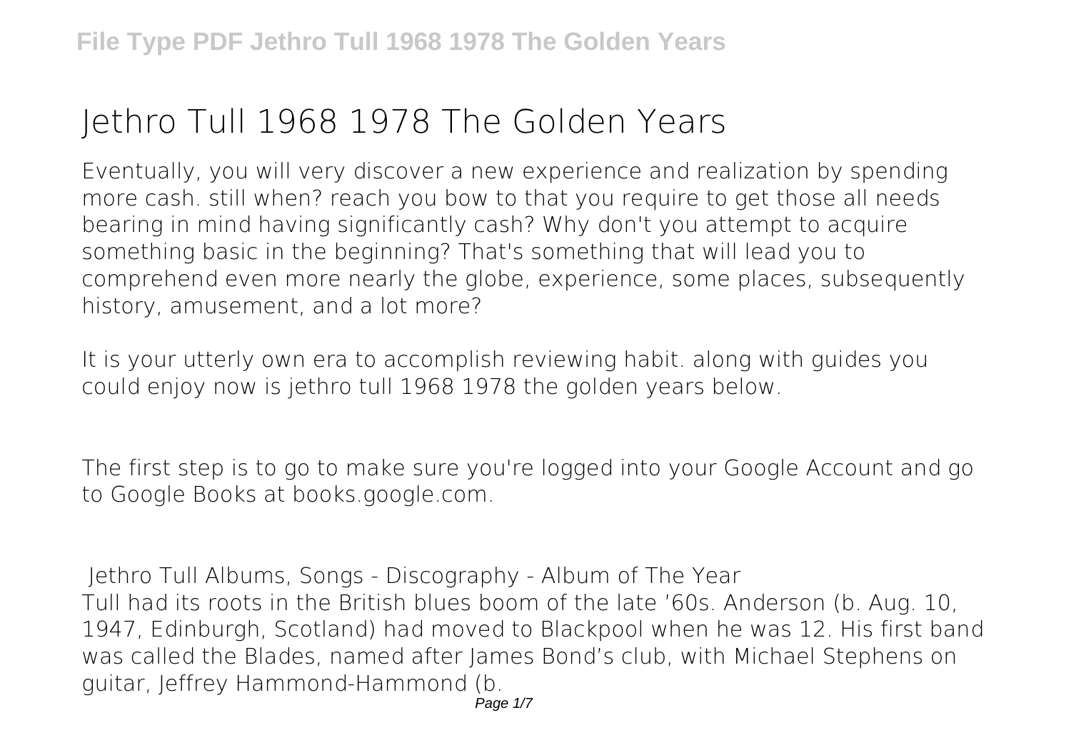# Jethro Tull 1968 1978 The Golden Years

Eventually, you will very discover a new experience and realization by spending more cash. still when? reach you bow to that you require to get those all needs bearing in mind having significantly cash? Why don't you attempt to acquire something basic in the beginning? That's something that will lead you to comprehend even more nearly the globe, experience, some places, subsequently history, amusement, and a lot more?

It is your utterly own era to accomplish reviewing habit. along with guides you could enjoy now is jethro tull 1968 1978 the golden years below.

The first step is to go to make sure you're logged into your Google Account and go to Google Books at books.google.com.

**Jethro Tull Albums, Songs - Discography - Album of The Year**

Tull had its roots in the British blues boom of the late '60s. Anderson (b. Aug. 10, 1947, Edinburgh, Scotland) had moved to Blackpool when he was 12. His first band was called the Blades, named after James Bond's club, with Michael Stephens on guitar, Jeffrey Hammond-Hammond (b.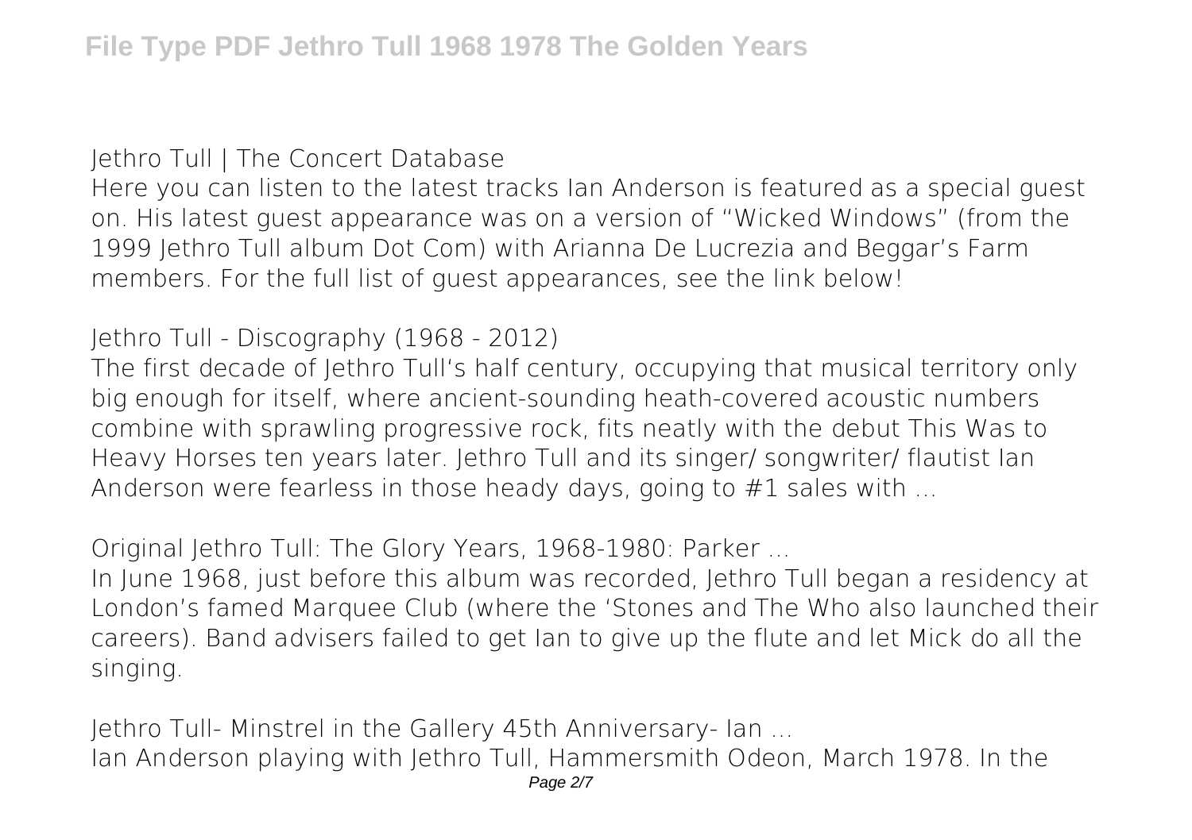**Jethro Tull | The Concert Database**

Here you can listen to the latest tracks Ian Anderson is featured as a special guest on. His latest guest appearance was on a version of "Wicked Windows" (from the 1999 Jethro Tull album Dot Com) with Arianna De Lucrezia and Beggar's Farm members. For the full list of guest appearances, see the link below!

**Jethro Tull - Discography (1968 - 2012)**

The first decade of Jethro Tull's half century, occupying that musical territory only big enough for itself, where ancient-sounding heath-covered acoustic numbers combine with sprawling progressive rock, fits neatly with the debut This Was to Heavy Horses ten years later. Jethro Tull and its singer/ songwriter/ flautist Ian Anderson were fearless in those heady days, going to #1 sales with ...

**Original Jethro Tull: The Glory Years, 1968-1980: Parker ...**

In June 1968, just before this album was recorded, Jethro Tull began a residency at London's famed Marquee Club (where the 'Stones and The Who also launched their careers). Band advisers failed to get Ian to give up the flute and let Mick do all the singing.

**Jethro Tull- Minstrel in the Gallery 45th Anniversary- Ian ...**

Ian Anderson playing with Jethro Tull, Hammersmith Odeon, March 1978. In the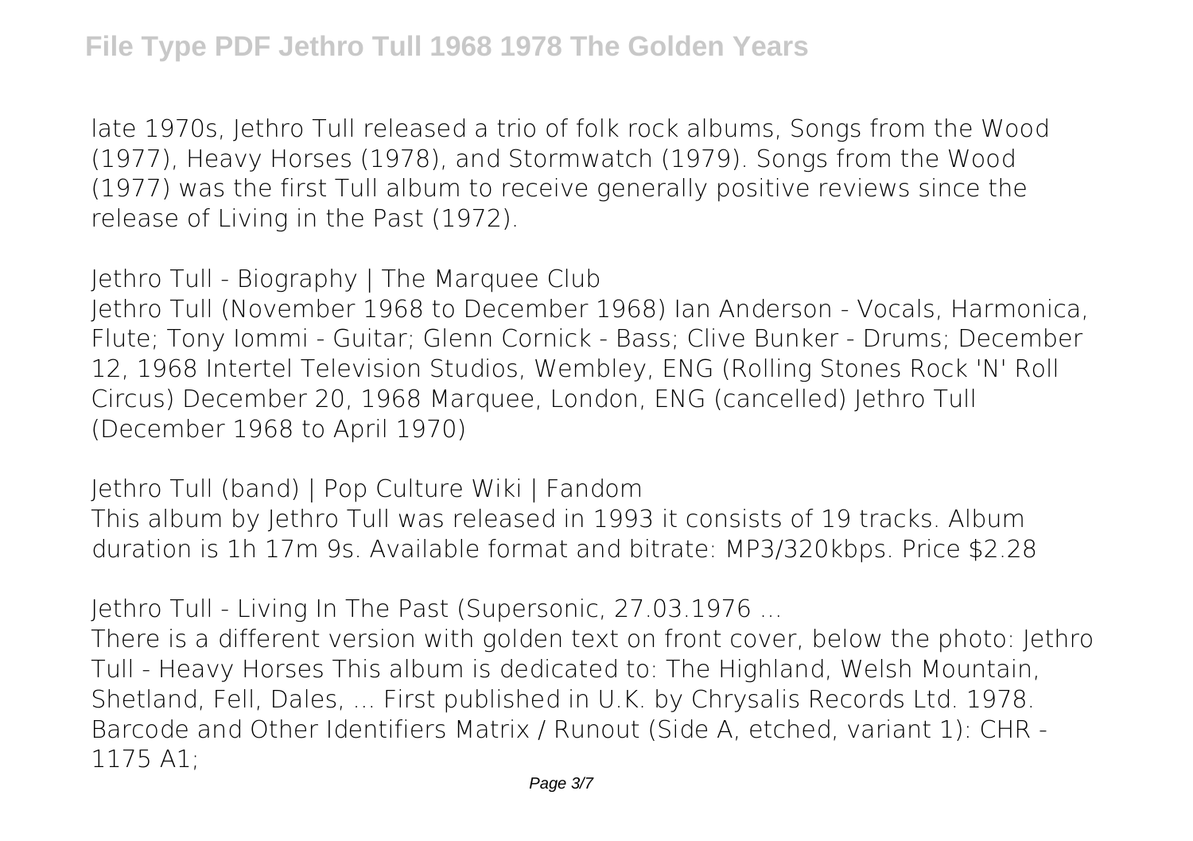late 1970s, Jethro Tull released a trio of folk rock albums, Songs from the Wood (1977), Heavy Horses (1978), and Stormwatch (1979). Songs from the Wood (1977) was the first Tull album to receive generally positive reviews since the release of Living in the Past (1972).

**Jethro Tull - Biography | The Marquee Club**

Jethro Tull (November 1968 to December 1968) Ian Anderson - Vocals, Harmonica, Flute; Tony Iommi - Guitar; Glenn Cornick - Bass; Clive Bunker - Drums; December 12, 1968 Intertel Television Studios, Wembley, ENG (Rolling Stones Rock 'N' Roll Circus) December 20, 1968 Marquee, London, ENG (cancelled) Jethro Tull (December 1968 to April 1970)

**Jethro Tull (band) | Pop Culture Wiki | Fandom**

This album by Jethro Tull was released in 1993 it consists of 19 tracks. Album duration is 1h 17m 9s. Available format and bitrate: MP3/320kbps. Price $2.28

**Jethro Tull - Living In The Past (Supersonic, 27.03.1976 ...**

There is a different version with golden text on front cover, below the photo: Jethro Tull - Heavy Horses This album is dedicated to: The Highland, Welsh Mountain, Shetland, Fell, Dales, ... First published in U.K. by Chrysalis Records Ltd. 1978. Barcode and Other Identifiers Matrix / Runout (Side A, etched, variant 1): CHR - 1175 A1;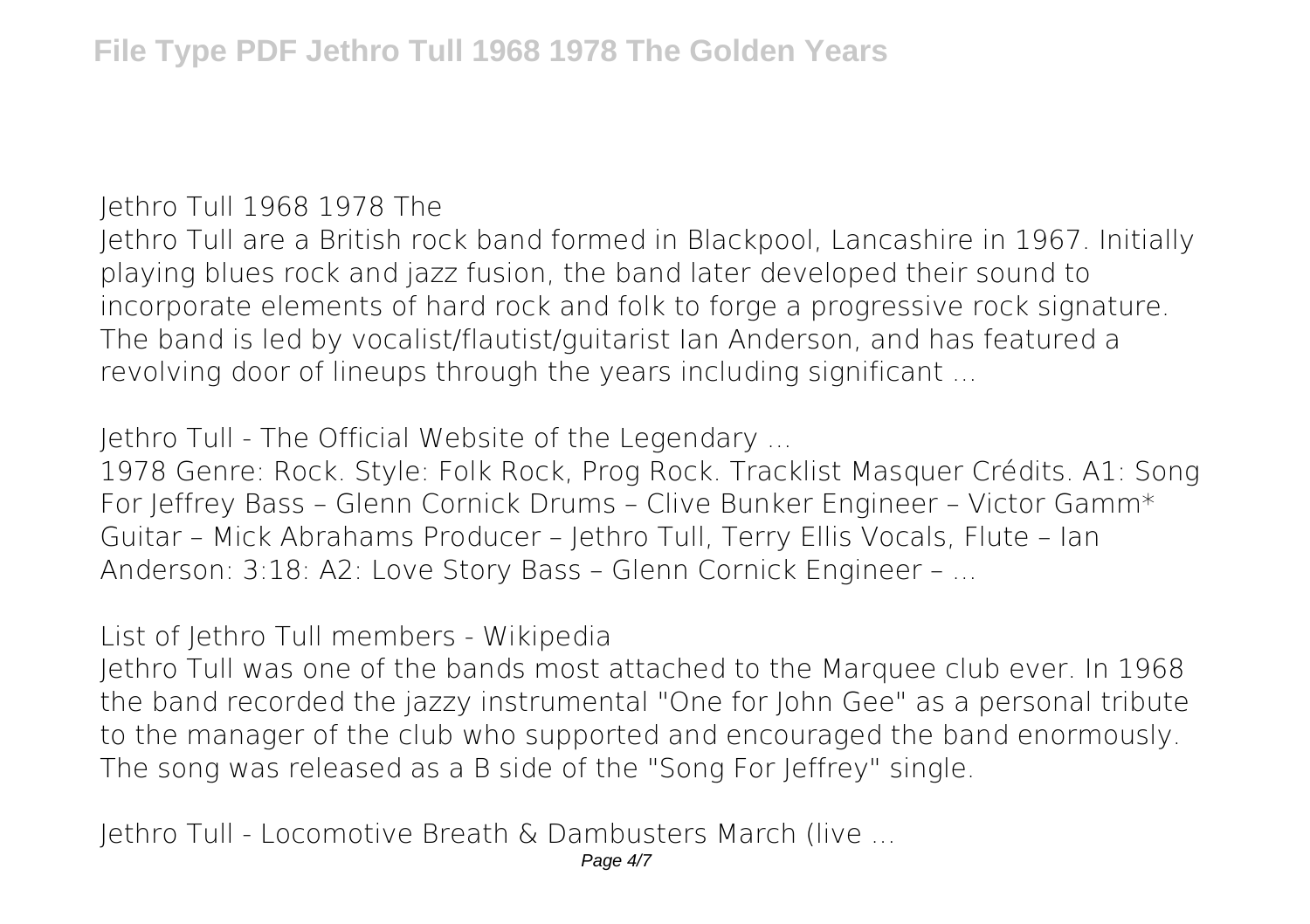**Jethro Tull 1968 1978 The**

Jethro Tull are a British rock band formed in Blackpool, Lancashire in 1967. Initially playing blues rock and jazz fusion, the band later developed their sound to incorporate elements of hard rock and folk to forge a progressive rock signature. The band is led by vocalist/flautist/guitarist Ian Anderson, and has featured a revolving door of lineups through the years including significant ...

**Jethro Tull - The Official Website of the Legendary ...**

1978 Genre: Rock. Style: Folk Rock, Prog Rock. Tracklist Masquer Crédits. A1: Song For Jeffrey Bass – Glenn Cornick Drums – Clive Bunker Engineer – Victor Gamm* Guitar – Mick Abrahams Producer – Jethro Tull, Terry Ellis Vocals, Flute – Ian Anderson: 3:18: A2: Love Story Bass – Glenn Cornick Engineer – ...

**List of Jethro Tull members - Wikipedia**

Jethro Tull was one of the bands most attached to the Marquee club ever. In 1968 the band recorded the jazzy instrumental "One for John Gee" as a personal tribute to the manager of the club who supported and encouraged the band enormously. The song was released as a B side of the "Song For Jeffrey" single.

**Jethro Tull - Locomotive Breath & Dambusters March (live ...**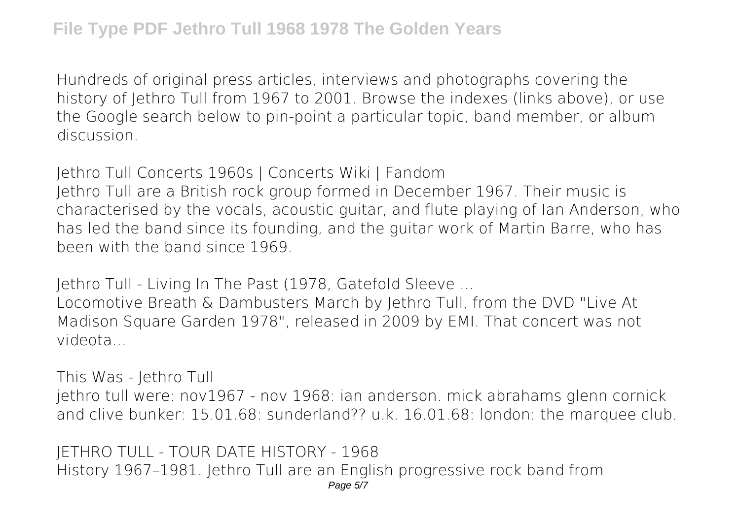Hundreds of original press articles, interviews and photographs covering the history of Jethro Tull from 1967 to 2001. Browse the indexes (links above), or use the Google search below to pin-point a particular topic, band member, or album discussion.

Jethro Tull Concerts 1960s | Concerts Wiki | Fandom

Jethro Tull are a British rock group formed in December 1967. Their music is characterised by the vocals, acoustic guitar, and flute playing of Ian Anderson, who has led the band since its founding, and the guitar work of Martin Barre, who has been with the band since 1969.

Jethro Tull - Living In The Past (1978, Gatefold Sleeve ...

Locomotive Breath & Dambusters March by Jethro Tull, from the DVD "Live At Madison Square Garden 1978", released in 2009 by EMI. That concert was not videota...

This Was - Jethro Tull

jethro tull were: nov1967 - nov 1968: ian anderson. mick abrahams glenn cornick and clive bunker: 15.01.68: sunderland?? u.k. 16.01.68: london: the marquee club.

JETHRO TULL - TOUR DATE HISTORY - 1968

History 1967–1981. Jethro Tull are an English progressive rock band from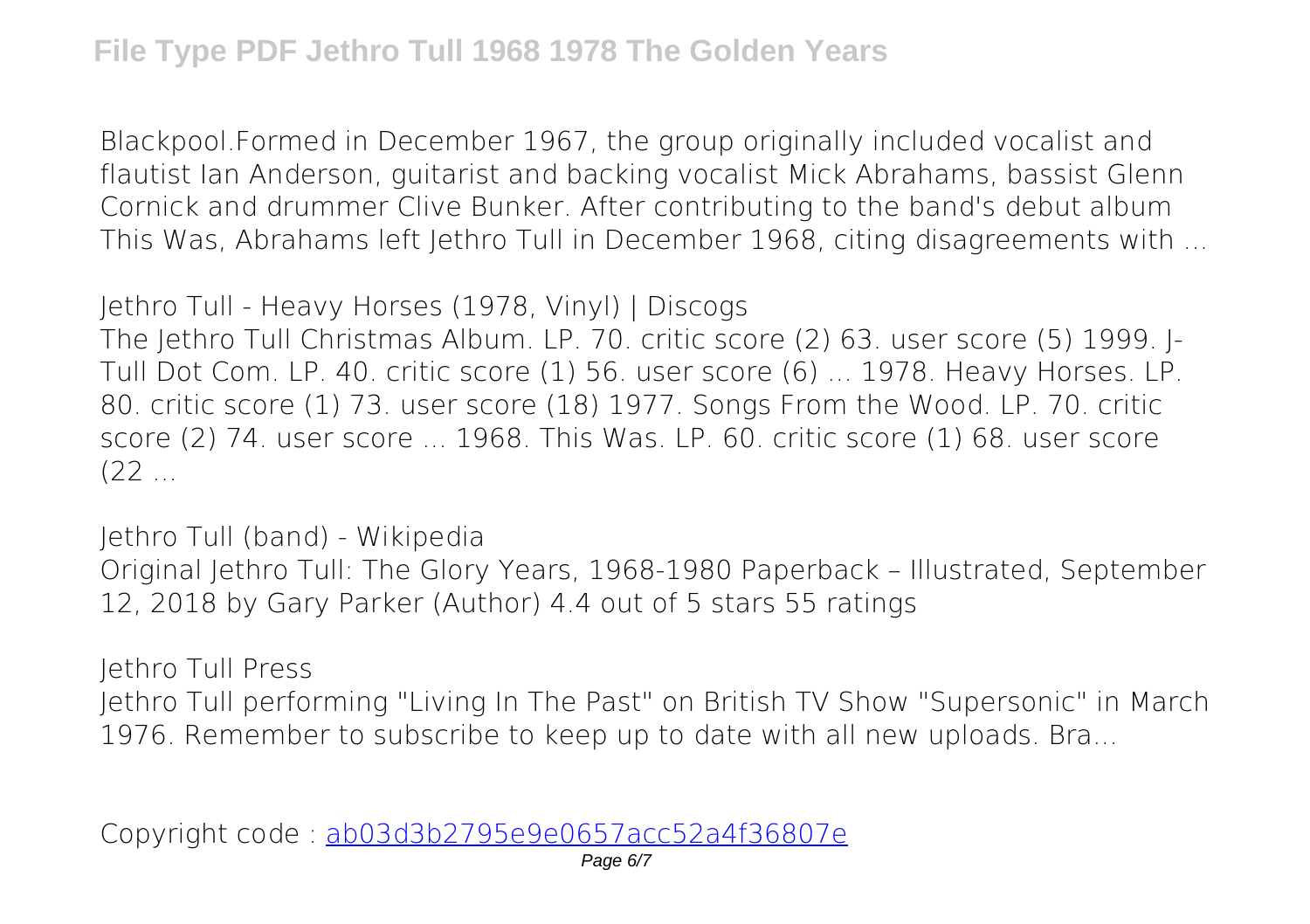Blackpool.Formed in December 1967, the group originally included vocalist and flautist Ian Anderson, guitarist and backing vocalist Mick Abrahams, bassist Glenn Cornick and drummer Clive Bunker. After contributing to the band's debut album This Was, Abrahams left Jethro Tull in December 1968, citing disagreements with ...

**Jethro Tull - Heavy Horses (1978, Vinyl) | Discogs**

The Jethro Tull Christmas Album. LP. 70. critic score (2) 63. user score (5) 1999. J-Tull Dot Com. LP. 40. critic score (1) 56. user score (6) ... 1978. Heavy Horses. LP. 80. critic score (1) 73. user score (18) 1977. Songs From the Wood. LP. 70. critic score (2) 74. user score ... 1968. This Was. LP. 60. critic score (1) 68. user score (22 ...

**Jethro Tull (band) - Wikipedia**

Original Jethro Tull: The Glory Years, 1968-1980 Paperback – Illustrated, September 12, 2018 by Gary Parker (Author) 4.4 out of 5 stars 55 ratings

**Jethro Tull Press**

Jethro Tull performing "Living In The Past" on British TV Show "Supersonic" in March 1976. Remember to subscribe to keep up to date with all new uploads. Bra...

Copyright code : [ab03d3b2795e9e0657acc52a4f36807e](ab03d3b2795e9e0657acc52a4f36807e)